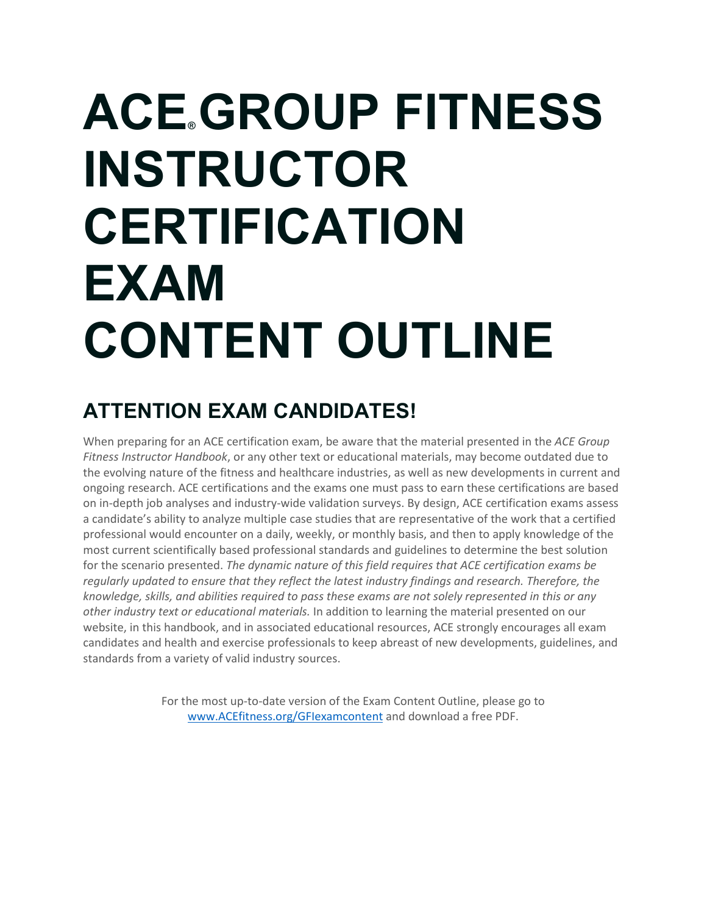# ACE® GROUP FITNESS INSTRUCTOR CERTIFICATION EXAM CONTENT OUTLINE

## ATTENTION EXAM CANDIDATES!

When preparing for an ACE certification exam, be aware that the material presented in the *ACE Group Fitness Instructor Handbook*, or any other text or educational materials, may become outdated due to the evolving nature of the fitness and healthcare industries, as well as new developments in current and ongoing research. ACE certifications and the exams one must pass to earn these certifications are based on in-depth job analyses and industry-wide validation surveys. By design, ACE certification exams assess a candidate's ability to analyze multiple case studies that are representative of the work that a certified professional would encounter on a daily, weekly, or monthly basis, and then to apply knowledge of the most current scientifically based professional standards and guidelines to determine the best solution for the scenario presented. *The dynamic nature of this field requires that ACE certification exams be regularly updated to ensure that they reflect the latest industry findings and research. Therefore, the knowledge, skills, and abilities required to pass these exams are not solely represented in this or any other industry text or educational materials.* In addition to learning the material presented on our website, in this handbook, and in associated educational resources, ACE strongly encourages all exam candidates and health and exercise professionals to keep abreast of new developments, guidelines, and standards from a variety of valid industry sources.

For the most up-to-date version of the Exam Content Outline, please go to www.ACEfitness.org/GFIexamcontent and download a free PDF.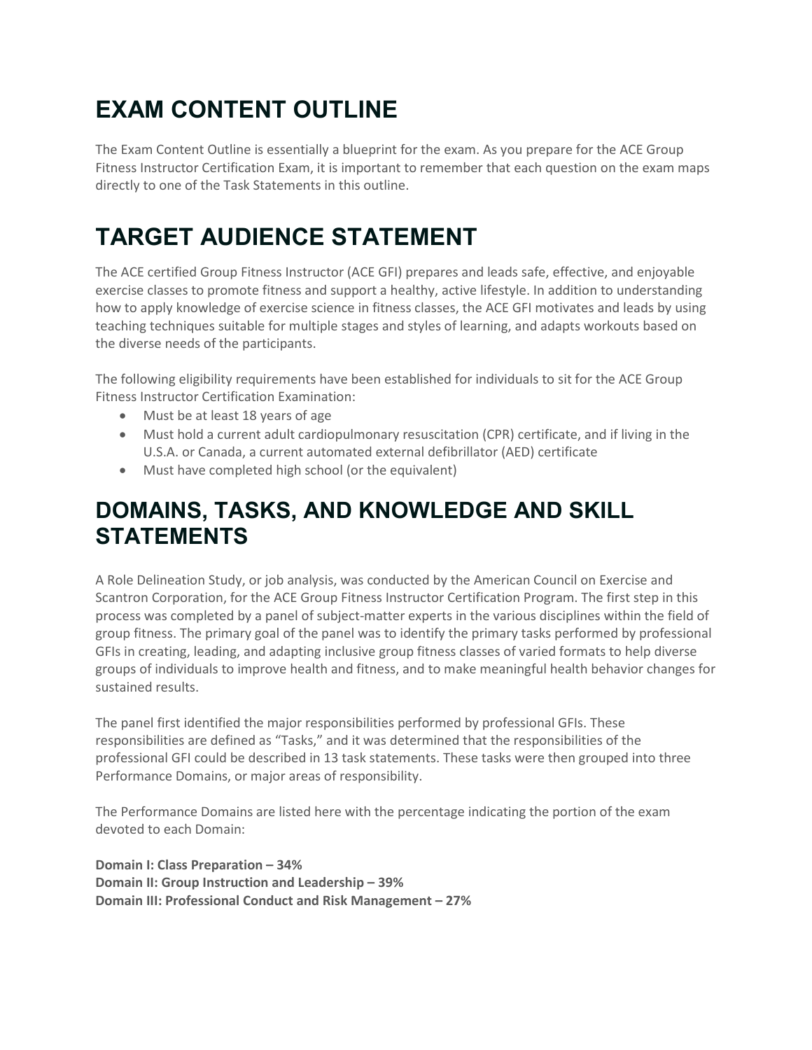# EXAM CONTENT OUTLINE

The Exam Content Outline is essentially a blueprint for the exam. As you prepare for the ACE Group Fitness Instructor Certification Exam, it is important to remember that each question on the exam maps directly to one of the Task Statements in this outline.

# TARGET AUDIENCE STATEMENT

The ACE certified Group Fitness Instructor (ACE GFI) prepares and leads safe, effective, and enjoyable exercise classes to promote fitness and support a healthy, active lifestyle. In addition to understanding how to apply knowledge of exercise science in fitness classes, the ACE GFI motivates and leads by using teaching techniques suitable for multiple stages and styles of learning, and adapts workouts based on the diverse needs of the participants.

The following eligibility requirements have been established for individuals to sit for the ACE Group Fitness Instructor Certification Examination:

- Must be at least 18 years of age
- Must hold a current adult cardiopulmonary resuscitation (CPR) certificate, and if living in the U.S.A. or Canada, a current automated external defibrillator (AED) certificate
- Must have completed high school (or the equivalent)

# DOMAINS, TASKS, AND KNOWLEDGE AND SKILL STATEMENTS

A Role Delineation Study, or job analysis, was conducted by the American Council on Exercise and Scantron Corporation, for the ACE Group Fitness Instructor Certification Program. The first step in this process was completed by a panel of subject-matter experts in the various disciplines within the field of group fitness. The primary goal of the panel was to identify the primary tasks performed by professional GFIs in creating, leading, and adapting inclusive group fitness classes of varied formats to help diverse groups of individuals to improve health and fitness, and to make meaningful health behavior changes for sustained results.

The panel first identified the major responsibilities performed by professional GFIs. These responsibilities are defined as "Tasks," and it was determined that the responsibilities of the professional GFI could be described in 13 task statements. These tasks were then grouped into three Performance Domains, or major areas of responsibility.

The Performance Domains are listed here with the percentage indicating the portion of the exam devoted to each Domain:

**Domain I: Class Preparation – 34%**
**Domain II: Group Instruction and Leadership – 39%**
**Domain III: Professional Conduct and Risk Management – 27%**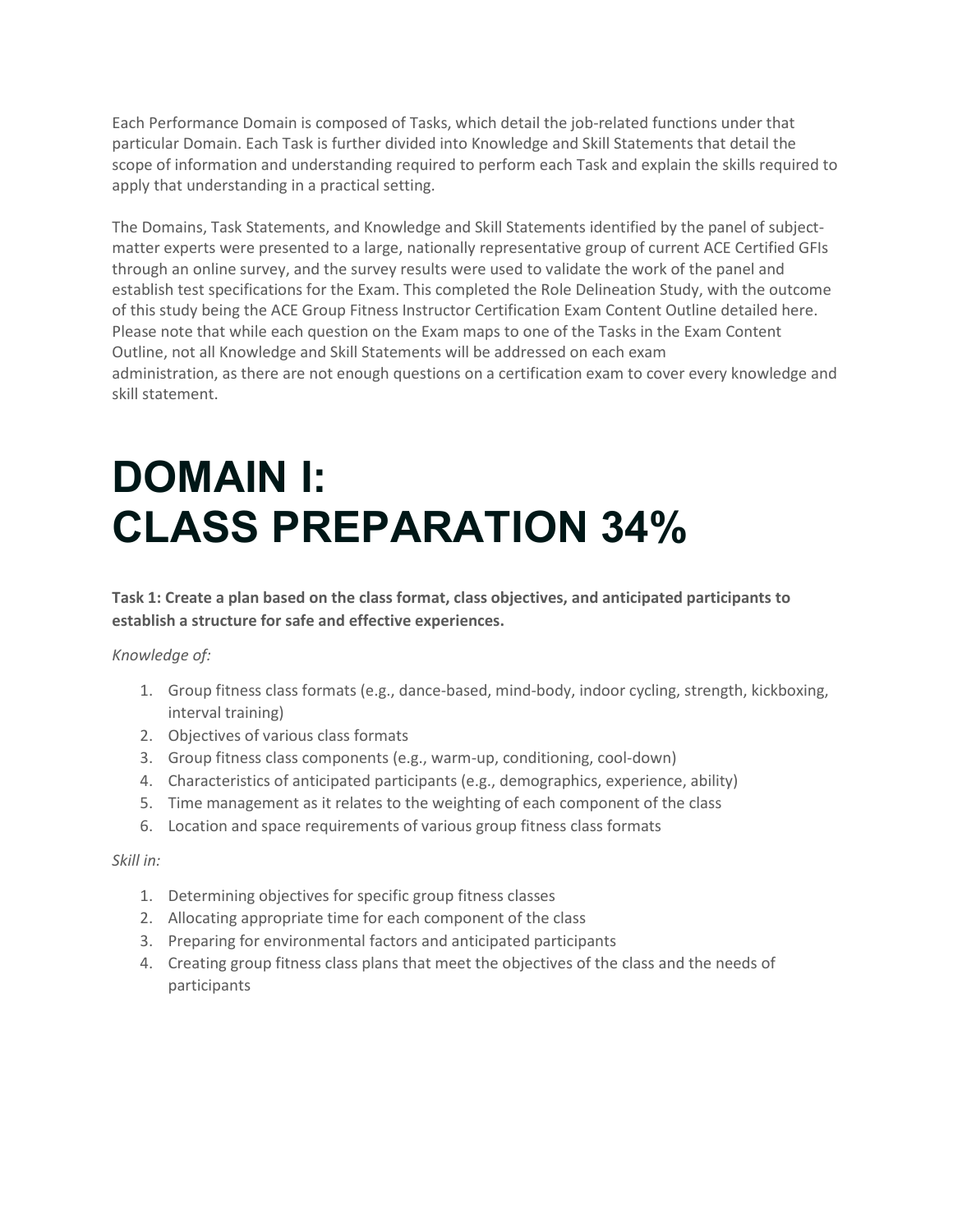Each Performance Domain is composed of Tasks, which detail the job-related functions under that particular Domain. Each Task is further divided into Knowledge and Skill Statements that detail the scope of information and understanding required to perform each Task and explain the skills required to apply that understanding in a practical setting.

The Domains, Task Statements, and Knowledge and Skill Statements identified by the panel of subject-matter experts were presented to a large, nationally representative group of current ACE Certified GFIs through an online survey, and the survey results were used to validate the work of the panel and establish test specifications for the Exam. This completed the Role Delineation Study, with the outcome of this study being the ACE Group Fitness Instructor Certification Exam Content Outline detailed here. Please note that while each question on the Exam maps to one of the Tasks in the Exam Content Outline, not all Knowledge and Skill Statements will be addressed on each exam administration, as there are not enough questions on a certification exam to cover every knowledge and skill statement.

# DOMAIN I: CLASS PREPARATION 34%

**Task 1: Create a plan based on the class format, class objectives, and anticipated participants to establish a structure for safe and effective experiences.**

*Knowledge of:*

1. Group fitness class formats (e.g., dance-based, mind-body, indoor cycling, strength, kickboxing, interval training)
2. Objectives of various class formats
3. Group fitness class components (e.g., warm-up, conditioning, cool-down)
4. Characteristics of anticipated participants (e.g., demographics, experience, ability)
5. Time management as it relates to the weighting of each component of the class
6. Location and space requirements of various group fitness class formats

*Skill in:*

1. Determining objectives for specific group fitness classes
2. Allocating appropriate time for each component of the class
3. Preparing for environmental factors and anticipated participants
4. Creating group fitness class plans that meet the objectives of the class and the needs of participants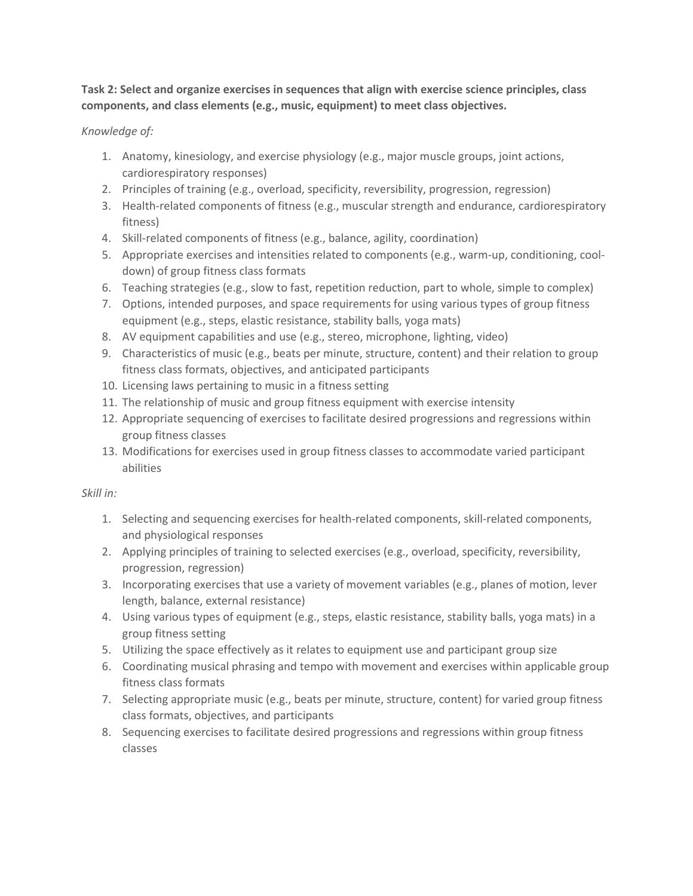**Task 2: Select and organize exercises in sequences that align with exercise science principles, class components, and class elements (e.g., music, equipment) to meet class objectives.**

*Knowledge of:*

1. Anatomy, kinesiology, and exercise physiology (e.g., major muscle groups, joint actions, cardiorespiratory responses)
2. Principles of training (e.g., overload, specificity, reversibility, progression, regression)
3. Health-related components of fitness (e.g., muscular strength and endurance, cardiorespiratory fitness)
4. Skill-related components of fitness (e.g., balance, agility, coordination)
5. Appropriate exercises and intensities related to components (e.g., warm-up, conditioning, cool-down) of group fitness class formats
6. Teaching strategies (e.g., slow to fast, repetition reduction, part to whole, simple to complex)
7. Options, intended purposes, and space requirements for using various types of group fitness equipment (e.g., steps, elastic resistance, stability balls, yoga mats)
8. AV equipment capabilities and use (e.g., stereo, microphone, lighting, video)
9. Characteristics of music (e.g., beats per minute, structure, content) and their relation to group fitness class formats, objectives, and anticipated participants
10. Licensing laws pertaining to music in a fitness setting
11. The relationship of music and group fitness equipment with exercise intensity
12. Appropriate sequencing of exercises to facilitate desired progressions and regressions within group fitness classes
13. Modifications for exercises used in group fitness classes to accommodate varied participant abilities

*Skill in:*

1. Selecting and sequencing exercises for health-related components, skill-related components, and physiological responses
2. Applying principles of training to selected exercises (e.g., overload, specificity, reversibility, progression, regression)
3. Incorporating exercises that use a variety of movement variables (e.g., planes of motion, lever length, balance, external resistance)
4. Using various types of equipment (e.g., steps, elastic resistance, stability balls, yoga mats) in a group fitness setting
5. Utilizing the space effectively as it relates to equipment use and participant group size
6. Coordinating musical phrasing and tempo with movement and exercises within applicable group fitness class formats
7. Selecting appropriate music (e.g., beats per minute, structure, content) for varied group fitness class formats, objectives, and participants
8. Sequencing exercises to facilitate desired progressions and regressions within group fitness classes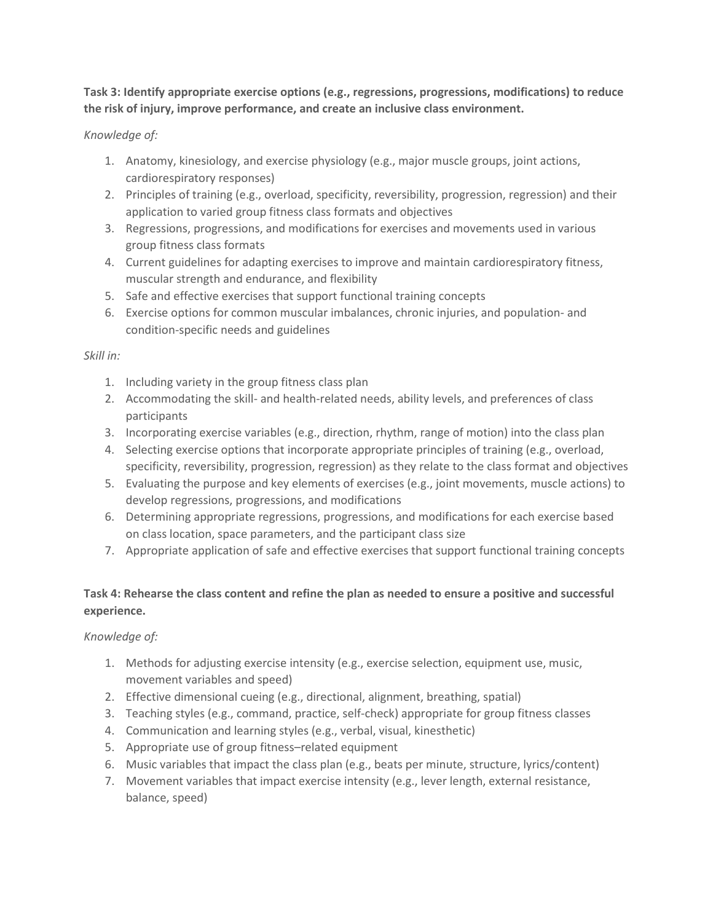**Task 3: Identify appropriate exercise options (e.g., regressions, progressions, modifications) to reduce the risk of injury, improve performance, and create an inclusive class environment.**

*Knowledge of:*

1. Anatomy, kinesiology, and exercise physiology (e.g., major muscle groups, joint actions, cardiorespiratory responses)
2. Principles of training (e.g., overload, specificity, reversibility, progression, regression) and their application to varied group fitness class formats and objectives
3. Regressions, progressions, and modifications for exercises and movements used in various group fitness class formats
4. Current guidelines for adapting exercises to improve and maintain cardiorespiratory fitness, muscular strength and endurance, and flexibility
5. Safe and effective exercises that support functional training concepts
6. Exercise options for common muscular imbalances, chronic injuries, and population- and condition-specific needs and guidelines

*Skill in:*

1. Including variety in the group fitness class plan
2. Accommodating the skill- and health-related needs, ability levels, and preferences of class participants
3. Incorporating exercise variables (e.g., direction, rhythm, range of motion) into the class plan
4. Selecting exercise options that incorporate appropriate principles of training (e.g., overload, specificity, reversibility, progression, regression) as they relate to the class format and objectives
5. Evaluating the purpose and key elements of exercises (e.g., joint movements, muscle actions) to develop regressions, progressions, and modifications
6. Determining appropriate regressions, progressions, and modifications for each exercise based on class location, space parameters, and the participant class size
7. Appropriate application of safe and effective exercises that support functional training concepts

**Task 4: Rehearse the class content and refine the plan as needed to ensure a positive and successful experience.**

*Knowledge of:*

1. Methods for adjusting exercise intensity (e.g., exercise selection, equipment use, music, movement variables and speed)
2. Effective dimensional cueing (e.g., directional, alignment, breathing, spatial)
3. Teaching styles (e.g., command, practice, self-check) appropriate for group fitness classes
4. Communication and learning styles (e.g., verbal, visual, kinesthetic)
5. Appropriate use of group fitness–related equipment
6. Music variables that impact the class plan (e.g., beats per minute, structure, lyrics/content)
7. Movement variables that impact exercise intensity (e.g., lever length, external resistance, balance, speed)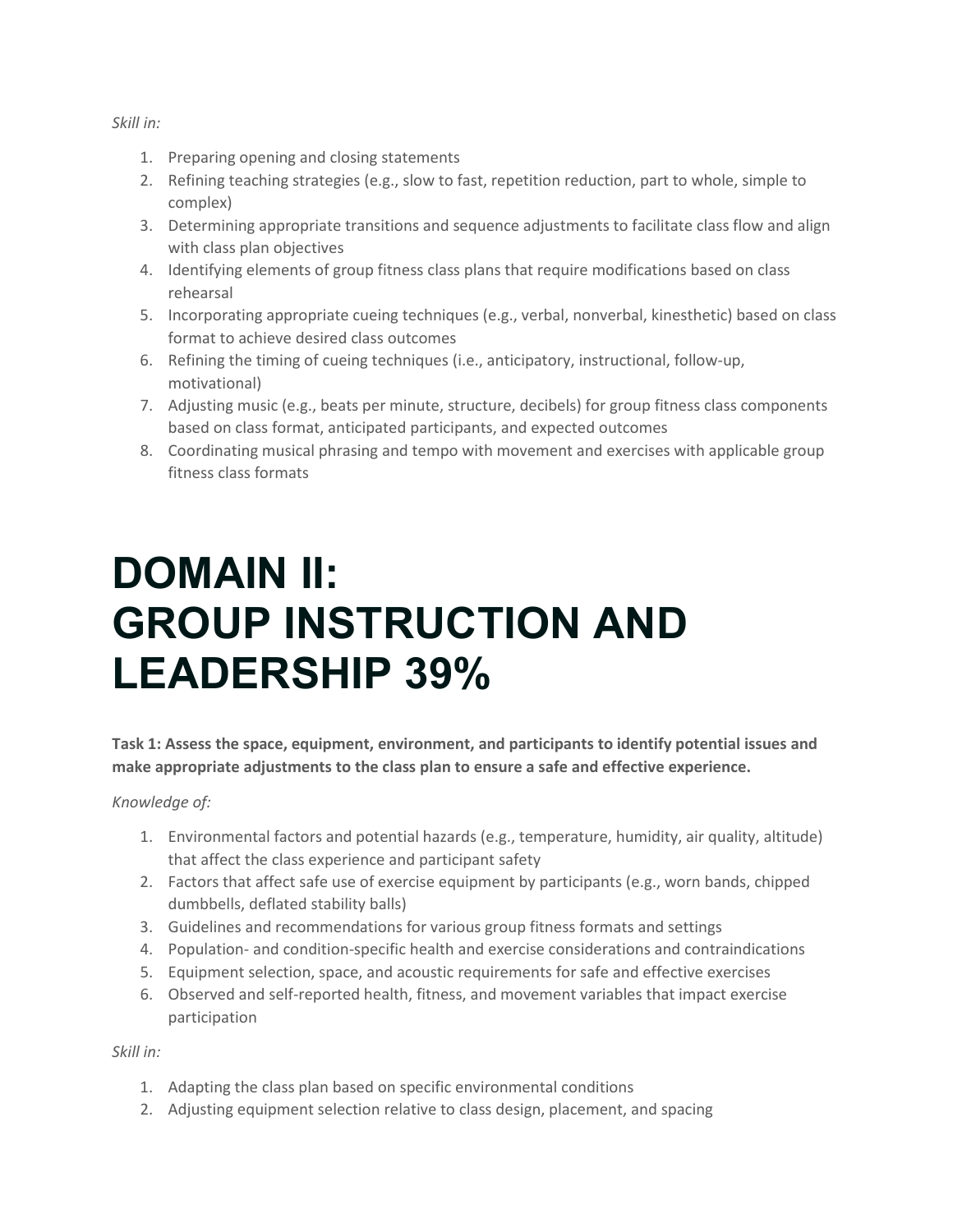*Skill in:*

1. Preparing opening and closing statements
2. Refining teaching strategies (e.g., slow to fast, repetition reduction, part to whole, simple to complex)
3. Determining appropriate transitions and sequence adjustments to facilitate class flow and align with class plan objectives
4. Identifying elements of group fitness class plans that require modifications based on class rehearsal
5. Incorporating appropriate cueing techniques (e.g., verbal, nonverbal, kinesthetic) based on class format to achieve desired class outcomes
6. Refining the timing of cueing techniques (i.e., anticipatory, instructional, follow-up, motivational)
7. Adjusting music (e.g., beats per minute, structure, decibels) for group fitness class components based on class format, anticipated participants, and expected outcomes
8. Coordinating musical phrasing and tempo with movement and exercises with applicable group fitness class formats

# DOMAIN II: GROUP INSTRUCTION AND LEADERSHIP 39%

**Task 1: Assess the space, equipment, environment, and participants to identify potential issues and make appropriate adjustments to the class plan to ensure a safe and effective experience.**

*Knowledge of:*

1. Environmental factors and potential hazards (e.g., temperature, humidity, air quality, altitude) that affect the class experience and participant safety
2. Factors that affect safe use of exercise equipment by participants (e.g., worn bands, chipped dumbbells, deflated stability balls)
3. Guidelines and recommendations for various group fitness formats and settings
4. Population- and condition-specific health and exercise considerations and contraindications
5. Equipment selection, space, and acoustic requirements for safe and effective exercises
6. Observed and self-reported health, fitness, and movement variables that impact exercise participation

*Skill in:*

1. Adapting the class plan based on specific environmental conditions
2. Adjusting equipment selection relative to class design, placement, and spacing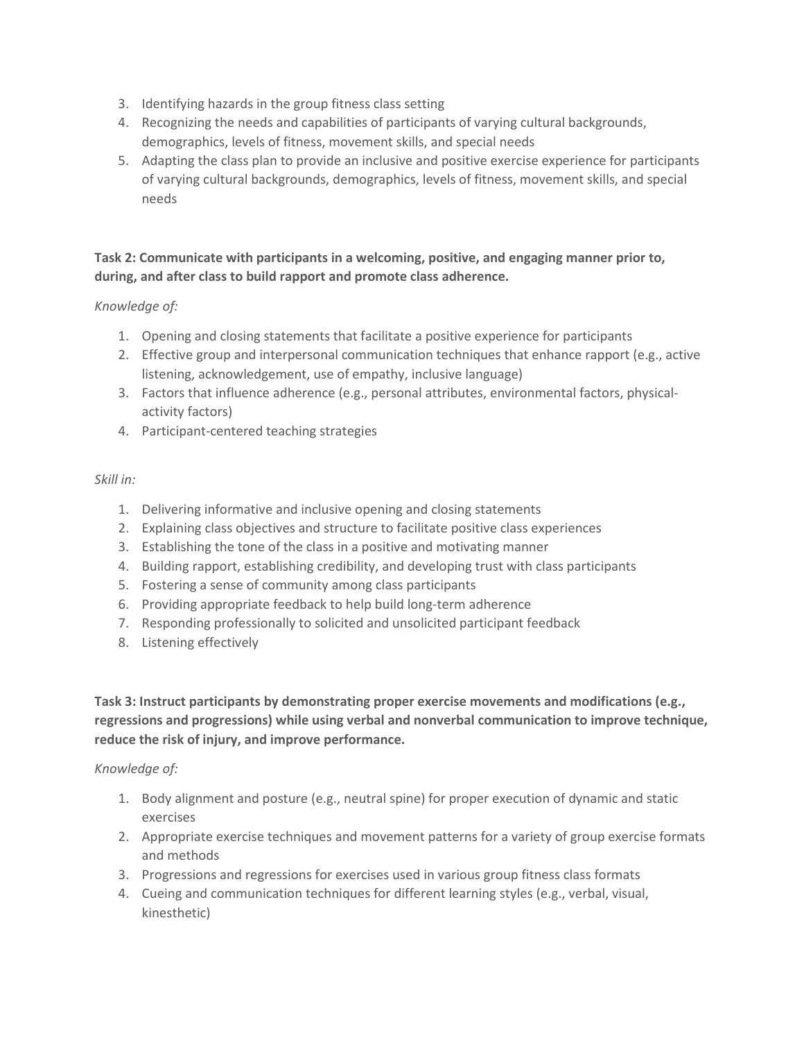3. Identifying hazards in the group fitness class setting
4. Recognizing the needs and capabilities of participants of varying cultural backgrounds, demographics, levels of fitness, movement skills, and special needs
5. Adapting the class plan to provide an inclusive and positive exercise experience for participants of varying cultural backgrounds, demographics, levels of fitness, movement skills, and special needs

**Task 2: Communicate with participants in a welcoming, positive, and engaging manner prior to, during, and after class to build rapport and promote class adherence.**

*Knowledge of:*

1. Opening and closing statements that facilitate a positive experience for participants
2. Effective group and interpersonal communication techniques that enhance rapport (e.g., active listening, acknowledgement, use of empathy, inclusive language)
3. Factors that influence adherence (e.g., personal attributes, environmental factors, physical-activity factors)
4. Participant-centered teaching strategies

*Skill in:*

1. Delivering informative and inclusive opening and closing statements
2. Explaining class objectives and structure to facilitate positive class experiences
3. Establishing the tone of the class in a positive and motivating manner
4. Building rapport, establishing credibility, and developing trust with class participants
5. Fostering a sense of community among class participants
6. Providing appropriate feedback to help build long-term adherence
7. Responding professionally to solicited and unsolicited participant feedback
8. Listening effectively

**Task 3: Instruct participants by demonstrating proper exercise movements and modifications (e.g., regressions and progressions) while using verbal and nonverbal communication to improve technique, reduce the risk of injury, and improve performance.**

*Knowledge of:*

1. Body alignment and posture (e.g., neutral spine) for proper execution of dynamic and static exercises
2. Appropriate exercise techniques and movement patterns for a variety of group exercise formats and methods
3. Progressions and regressions for exercises used in various group fitness class formats
4. Cueing and communication techniques for different learning styles (e.g., verbal, visual, kinesthetic)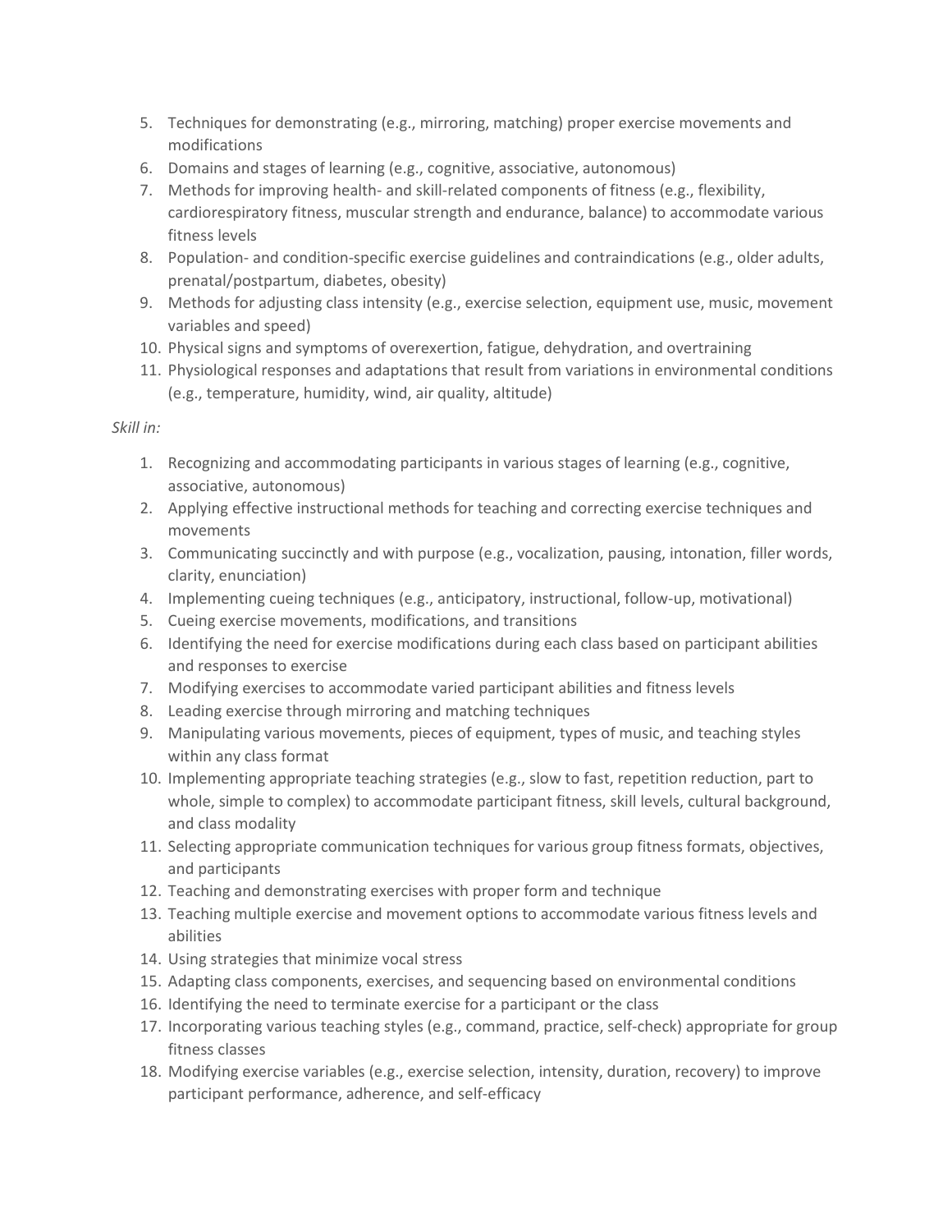5. Techniques for demonstrating (e.g., mirroring, matching) proper exercise movements and modifications
6. Domains and stages of learning (e.g., cognitive, associative, autonomous)
7. Methods for improving health- and skill-related components of fitness (e.g., flexibility, cardiorespiratory fitness, muscular strength and endurance, balance) to accommodate various fitness levels
8. Population- and condition-specific exercise guidelines and contraindications (e.g., older adults, prenatal/postpartum, diabetes, obesity)
9. Methods for adjusting class intensity (e.g., exercise selection, equipment use, music, movement variables and speed)
10. Physical signs and symptoms of overexertion, fatigue, dehydration, and overtraining
11. Physiological responses and adaptations that result from variations in environmental conditions (e.g., temperature, humidity, wind, air quality, altitude)

*Skill in:*

1. Recognizing and accommodating participants in various stages of learning (e.g., cognitive, associative, autonomous)
2. Applying effective instructional methods for teaching and correcting exercise techniques and movements
3. Communicating succinctly and with purpose (e.g., vocalization, pausing, intonation, filler words, clarity, enunciation)
4. Implementing cueing techniques (e.g., anticipatory, instructional, follow-up, motivational)
5. Cueing exercise movements, modifications, and transitions
6. Identifying the need for exercise modifications during each class based on participant abilities and responses to exercise
7. Modifying exercises to accommodate varied participant abilities and fitness levels
8. Leading exercise through mirroring and matching techniques
9. Manipulating various movements, pieces of equipment, types of music, and teaching styles within any class format
10. Implementing appropriate teaching strategies (e.g., slow to fast, repetition reduction, part to whole, simple to complex) to accommodate participant fitness, skill levels, cultural background, and class modality
11. Selecting appropriate communication techniques for various group fitness formats, objectives, and participants
12. Teaching and demonstrating exercises with proper form and technique
13. Teaching multiple exercise and movement options to accommodate various fitness levels and abilities
14. Using strategies that minimize vocal stress
15. Adapting class components, exercises, and sequencing based on environmental conditions
16. Identifying the need to terminate exercise for a participant or the class
17. Incorporating various teaching styles (e.g., command, practice, self-check) appropriate for group fitness classes
18. Modifying exercise variables (e.g., exercise selection, intensity, duration, recovery) to improve participant performance, adherence, and self-efficacy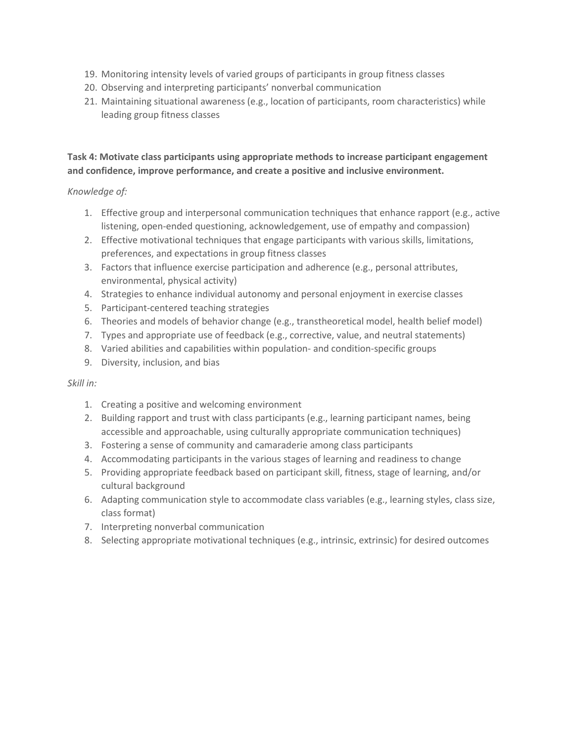19. Monitoring intensity levels of varied groups of participants in group fitness classes
20. Observing and interpreting participants' nonverbal communication
21. Maintaining situational awareness (e.g., location of participants, room characteristics) while leading group fitness classes

**Task 4: Motivate class participants using appropriate methods to increase participant engagement and confidence, improve performance, and create a positive and inclusive environment.**

*Knowledge of:*

1. Effective group and interpersonal communication techniques that enhance rapport (e.g., active listening, open-ended questioning, acknowledgement, use of empathy and compassion)
2. Effective motivational techniques that engage participants with various skills, limitations, preferences, and expectations in group fitness classes
3. Factors that influence exercise participation and adherence (e.g., personal attributes, environmental, physical activity)
4. Strategies to enhance individual autonomy and personal enjoyment in exercise classes
5. Participant-centered teaching strategies
6. Theories and models of behavior change (e.g., transtheoretical model, health belief model)
7. Types and appropriate use of feedback (e.g., corrective, value, and neutral statements)
8. Varied abilities and capabilities within population- and condition-specific groups
9. Diversity, inclusion, and bias

*Skill in:*

1. Creating a positive and welcoming environment
2. Building rapport and trust with class participants (e.g., learning participant names, being accessible and approachable, using culturally appropriate communication techniques)
3. Fostering a sense of community and camaraderie among class participants
4. Accommodating participants in the various stages of learning and readiness to change
5. Providing appropriate feedback based on participant skill, fitness, stage of learning, and/or cultural background
6. Adapting communication style to accommodate class variables (e.g., learning styles, class size, class format)
7. Interpreting nonverbal communication
8. Selecting appropriate motivational techniques (e.g., intrinsic, extrinsic) for desired outcomes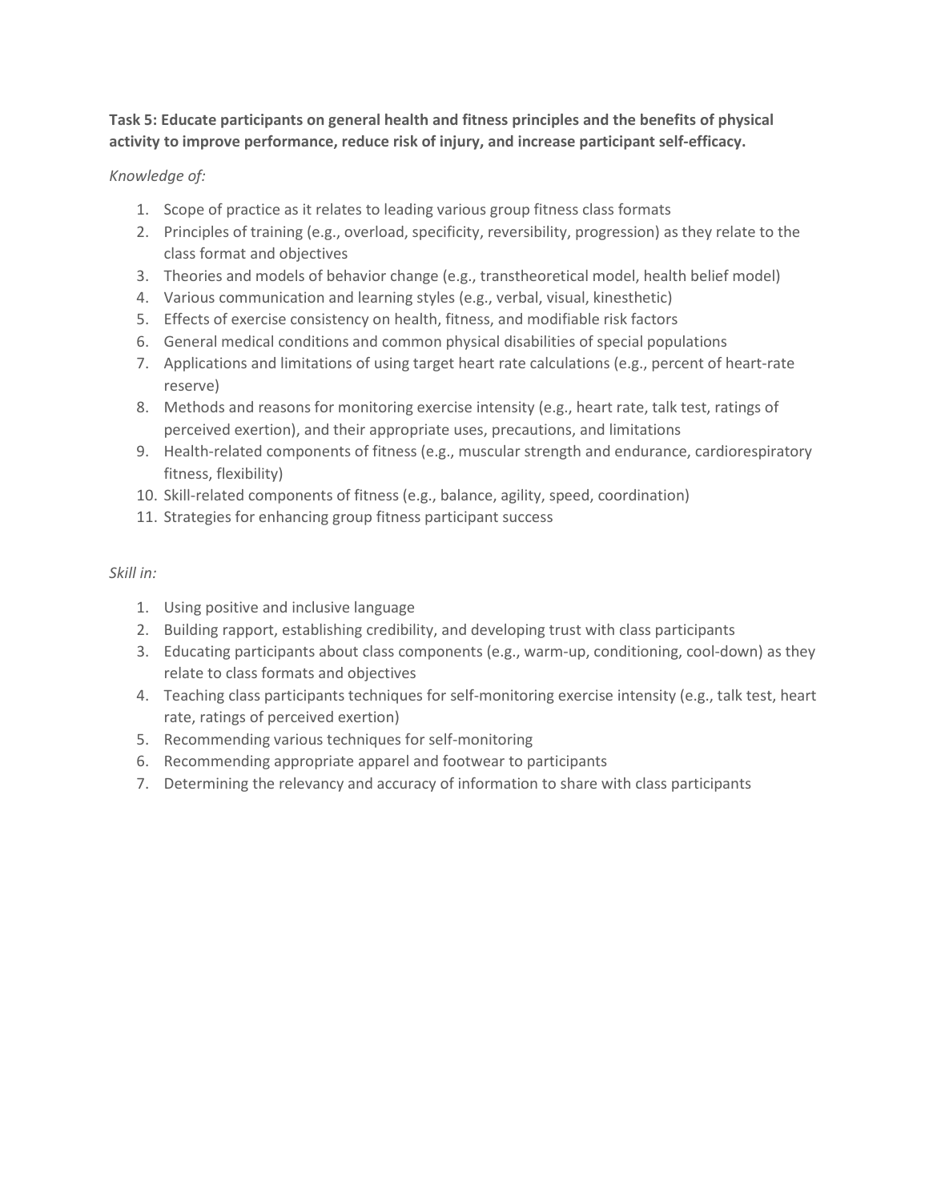**Task 5: Educate participants on general health and fitness principles and the benefits of physical activity to improve performance, reduce risk of injury, and increase participant self-efficacy.**

*Knowledge of:*

1. Scope of practice as it relates to leading various group fitness class formats
2. Principles of training (e.g., overload, specificity, reversibility, progression) as they relate to the class format and objectives
3. Theories and models of behavior change (e.g., transtheoretical model, health belief model)
4. Various communication and learning styles (e.g., verbal, visual, kinesthetic)
5. Effects of exercise consistency on health, fitness, and modifiable risk factors
6. General medical conditions and common physical disabilities of special populations
7. Applications and limitations of using target heart rate calculations (e.g., percent of heart-rate reserve)
8. Methods and reasons for monitoring exercise intensity (e.g., heart rate, talk test, ratings of perceived exertion), and their appropriate uses, precautions, and limitations
9. Health-related components of fitness (e.g., muscular strength and endurance, cardiorespiratory fitness, flexibility)
10. Skill-related components of fitness (e.g., balance, agility, speed, coordination)
11. Strategies for enhancing group fitness participant success

*Skill in:*

1. Using positive and inclusive language
2. Building rapport, establishing credibility, and developing trust with class participants
3. Educating participants about class components (e.g., warm-up, conditioning, cool-down) as they relate to class formats and objectives
4. Teaching class participants techniques for self-monitoring exercise intensity (e.g., talk test, heart rate, ratings of perceived exertion)
5. Recommending various techniques for self-monitoring
6. Recommending appropriate apparel and footwear to participants
7. Determining the relevancy and accuracy of information to share with class participants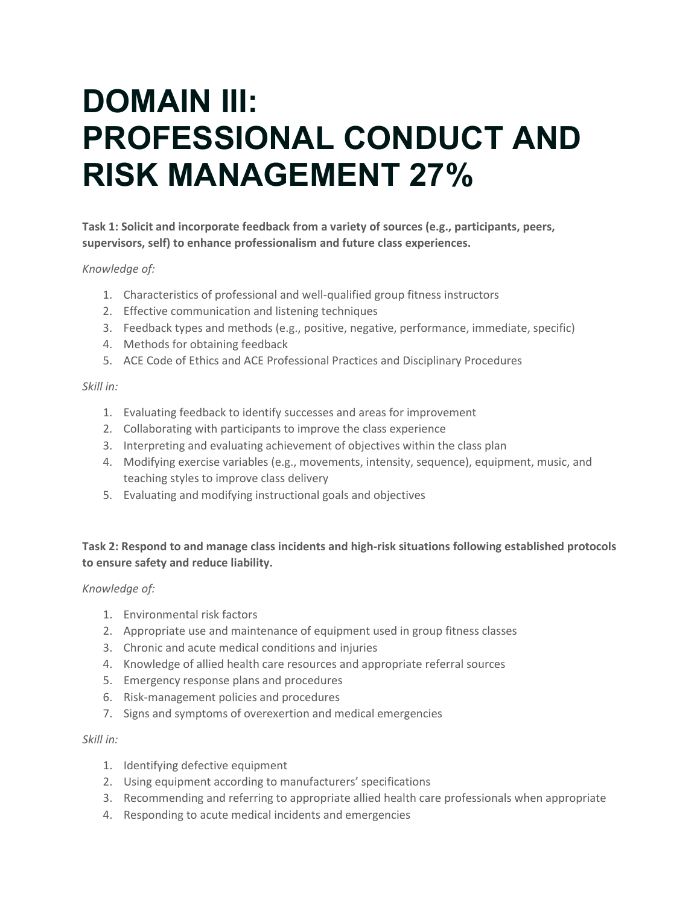# DOMAIN III: PROFESSIONAL CONDUCT AND RISK MANAGEMENT 27%

**Task 1: Solicit and incorporate feedback from a variety of sources (e.g., participants, peers, supervisors, self) to enhance professionalism and future class experiences.**

*Knowledge of:*

1. Characteristics of professional and well-qualified group fitness instructors
2. Effective communication and listening techniques
3. Feedback types and methods (e.g., positive, negative, performance, immediate, specific)
4. Methods for obtaining feedback
5. ACE Code of Ethics and ACE Professional Practices and Disciplinary Procedures

*Skill in:*

1. Evaluating feedback to identify successes and areas for improvement
2. Collaborating with participants to improve the class experience
3. Interpreting and evaluating achievement of objectives within the class plan
4. Modifying exercise variables (e.g., movements, intensity, sequence), equipment, music, and teaching styles to improve class delivery
5. Evaluating and modifying instructional goals and objectives

**Task 2: Respond to and manage class incidents and high-risk situations following established protocols to ensure safety and reduce liability.**

*Knowledge of:*

1. Environmental risk factors
2. Appropriate use and maintenance of equipment used in group fitness classes
3. Chronic and acute medical conditions and injuries
4. Knowledge of allied health care resources and appropriate referral sources
5. Emergency response plans and procedures
6. Risk-management policies and procedures
7. Signs and symptoms of overexertion and medical emergencies

*Skill in:*

1. Identifying defective equipment
2. Using equipment according to manufacturers' specifications
3. Recommending and referring to appropriate allied health care professionals when appropriate
4. Responding to acute medical incidents and emergencies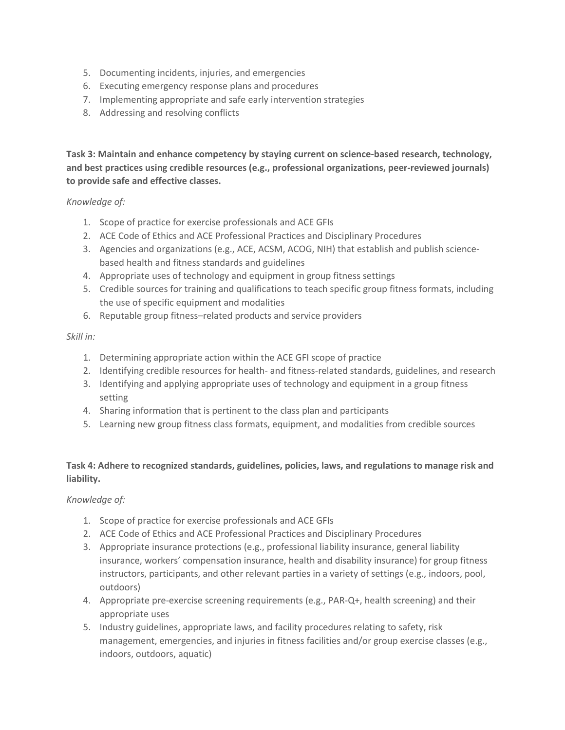5. Documenting incidents, injuries, and emergencies
6. Executing emergency response plans and procedures
7. Implementing appropriate and safe early intervention strategies
8. Addressing and resolving conflicts

**Task 3: Maintain and enhance competency by staying current on science-based research, technology, and best practices using credible resources (e.g., professional organizations, peer-reviewed journals) to provide safe and effective classes.**

*Knowledge of:*

1. Scope of practice for exercise professionals and ACE GFIs
2. ACE Code of Ethics and ACE Professional Practices and Disciplinary Procedures
3. Agencies and organizations (e.g., ACE, ACSM, ACOG, NIH) that establish and publish science-based health and fitness standards and guidelines
4. Appropriate uses of technology and equipment in group fitness settings
5. Credible sources for training and qualifications to teach specific group fitness formats, including the use of specific equipment and modalities
6. Reputable group fitness–related products and service providers

*Skill in:*

1. Determining appropriate action within the ACE GFI scope of practice
2. Identifying credible resources for health- and fitness-related standards, guidelines, and research
3. Identifying and applying appropriate uses of technology and equipment in a group fitness setting
4. Sharing information that is pertinent to the class plan and participants
5. Learning new group fitness class formats, equipment, and modalities from credible sources

**Task 4: Adhere to recognized standards, guidelines, policies, laws, and regulations to manage risk and liability.**

*Knowledge of:*

1. Scope of practice for exercise professionals and ACE GFIs
2. ACE Code of Ethics and ACE Professional Practices and Disciplinary Procedures
3. Appropriate insurance protections (e.g., professional liability insurance, general liability insurance, workers' compensation insurance, health and disability insurance) for group fitness instructors, participants, and other relevant parties in a variety of settings (e.g., indoors, pool, outdoors)
4. Appropriate pre-exercise screening requirements (e.g., PAR-Q+, health screening) and their appropriate uses
5. Industry guidelines, appropriate laws, and facility procedures relating to safety, risk management, emergencies, and injuries in fitness facilities and/or group exercise classes (e.g., indoors, outdoors, aquatic)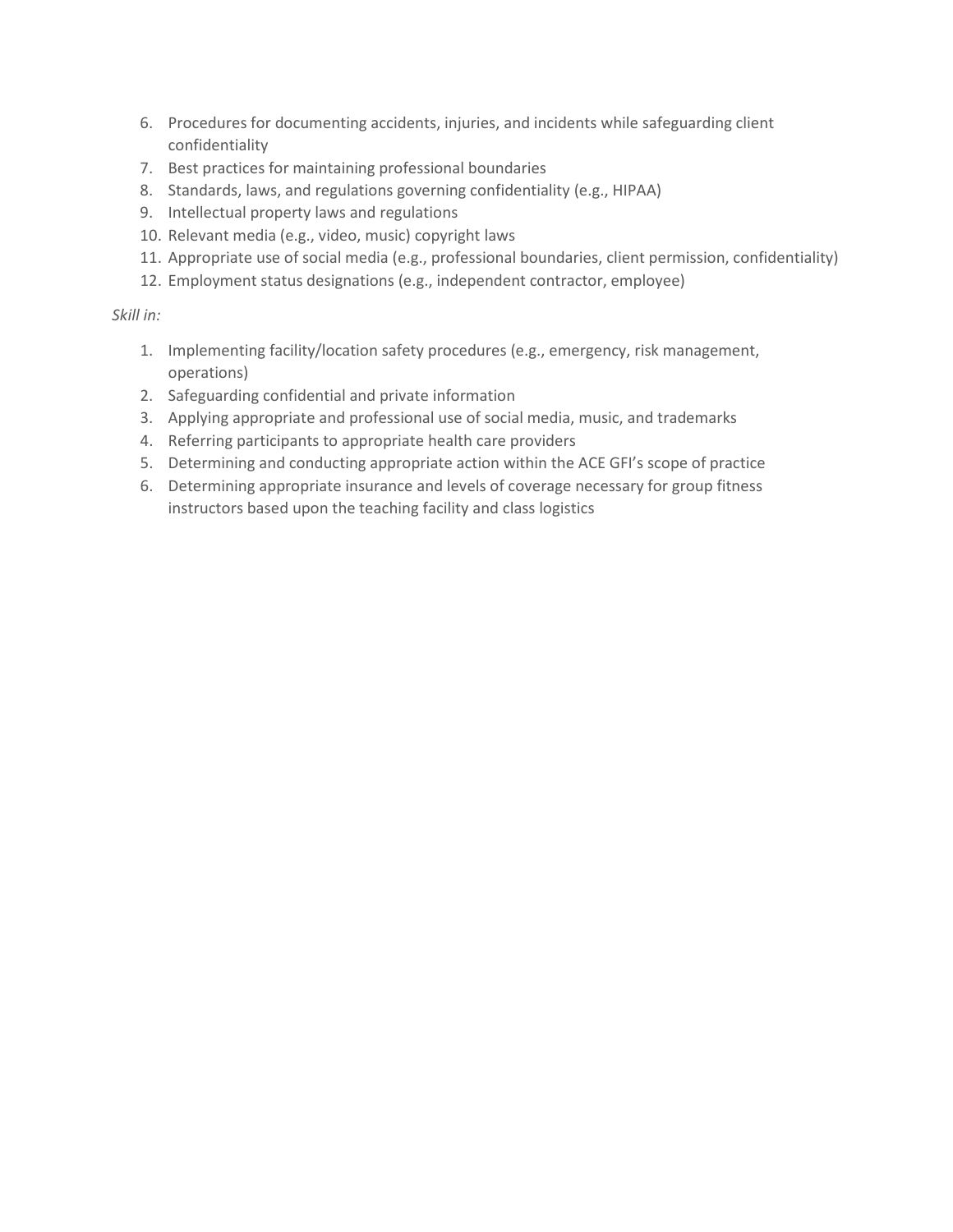6. Procedures for documenting accidents, injuries, and incidents while safeguarding client confidentiality
7. Best practices for maintaining professional boundaries
8. Standards, laws, and regulations governing confidentiality (e.g., HIPAA)
9. Intellectual property laws and regulations
10. Relevant media (e.g., video, music) copyright laws
11. Appropriate use of social media (e.g., professional boundaries, client permission, confidentiality)
12. Employment status designations (e.g., independent contractor, employee)

*Skill in:*

1. Implementing facility/location safety procedures (e.g., emergency, risk management, operations)
2. Safeguarding confidential and private information
3. Applying appropriate and professional use of social media, music, and trademarks
4. Referring participants to appropriate health care providers
5. Determining and conducting appropriate action within the ACE GFI's scope of practice
6. Determining appropriate insurance and levels of coverage necessary for group fitness instructors based upon the teaching facility and class logistics